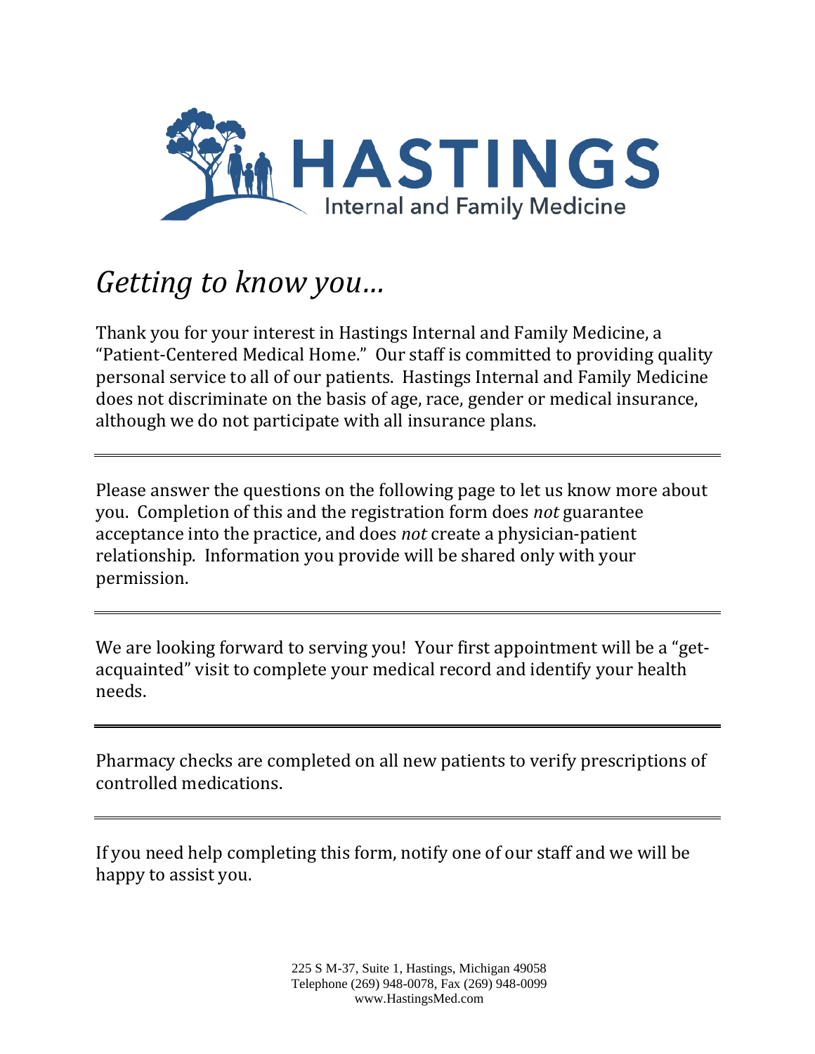# HASTINGS

Internal and Family Medicine

## *Getting to know you…*

Thank you for your interest in Hastings Internal and Family Medicine, a "Patient-Centered Medical Home." Our staff is committed to providing quality personal service to all of our patients. Hastings Internal and Family Medicine does not discriminate on the basis of age, race, gender or medical insurance, although we do not participate with all insurance plans.

---

Please answer the questions on the following page to let us know more about you. Completion of this and the registration form does *not* guarantee acceptance into the practice, and does *not* create a physician-patient relationship. Information you provide will be shared only with your permission.

---

We are looking forward to serving you! Your first appointment will be a "get-acquainted" visit to complete your medical record and identify your health needs.

---

Pharmacy checks are completed on all new patients to verify prescriptions of controlled medications.

---

If you need help completing this form, notify one of our staff and we will be happy to assist you.

225 S M-37, Suite 1, Hastings, Michigan 49058
Telephone (269) 948-0078, Fax (269) 948-0099
www.HastingsMed.com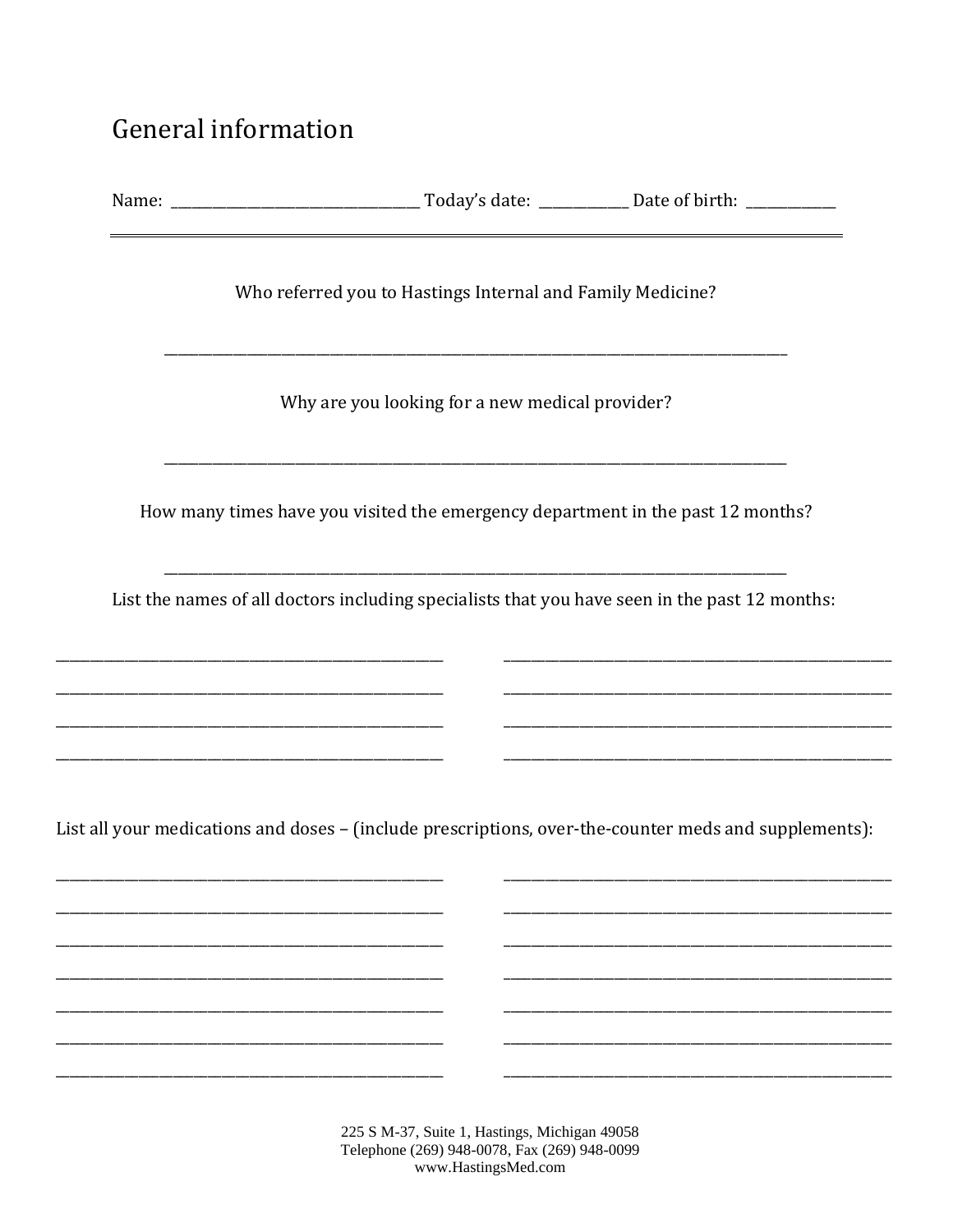# General information

Name: ______________________________ Today's date: ____________ Date of birth: ____________

Who referred you to Hastings Internal and Family Medicine?

______________________________________________________________________________

Why are you looking for a new medical provider?

______________________________________________________________________________

How many times have you visited the emergency department in the past 12 months?

______________________________________________________________________________

List the names of all doctors including specialists that you have seen in the past 12 months:

_____________________________________________ _____________________________________________

_____________________________________________ _____________________________________________

_____________________________________________ _____________________________________________

_____________________________________________ _____________________________________________

List all your medications and doses – (include prescriptions, over-the-counter meds and supplements):

_____________________________________________ _____________________________________________

_____________________________________________ _____________________________________________

_____________________________________________ _____________________________________________

_____________________________________________ _____________________________________________

_____________________________________________ _____________________________________________

_____________________________________________ _____________________________________________

_____________________________________________ _____________________________________________

225 S M-37, Suite 1, Hastings, Michigan 49058
Telephone (269) 948-0078, Fax (269) 948-0099
www.HastingsMed.com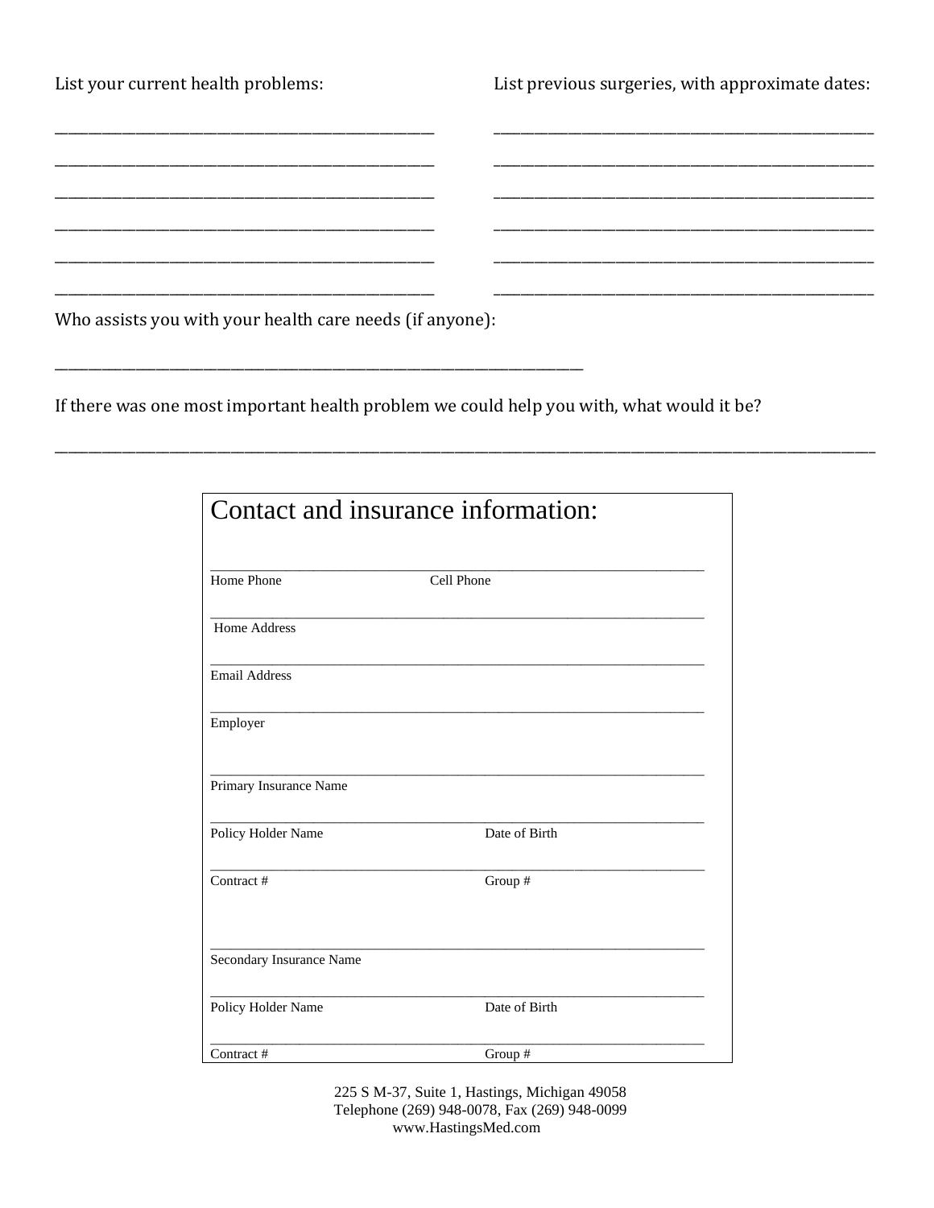List your current health problems:

______________________________________________

______________________________________________

______________________________________________

______________________________________________

______________________________________________

______________________________________________

List previous surgeries, with approximate dates:

______________________________________________

______________________________________________

______________________________________________

______________________________________________

______________________________________________

______________________________________________

Who assists you with your health care needs (if anyone):

________________________________________________________________

If there was one most important health problem we could help you with, what would it be?

____________________________________________________________________________________________________

## Contact and insurance information:

______________________________________________________________

Home Phone Cell Phone

______________________________________________________________

Home Address

______________________________________________________________

Email Address

______________________________________________________________

Employer

______________________________________________________________

Primary Insurance Name

______________________________________________________________

Policy Holder Name Date of Birth

______________________________________________________________

Contract # Group #

______________________________________________________________

Secondary Insurance Name

______________________________________________________________

Policy Holder Name Date of Birth

______________________________________________________________

Contract # Group #

225 S M-37, Suite 1, Hastings, Michigan 49058
Telephone (269) 948-0078, Fax (269) 948-0099
www.HastingsMed.com